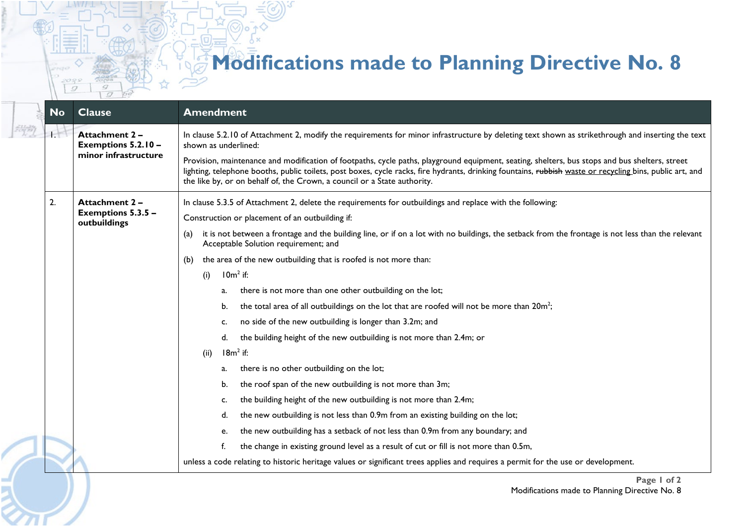# Modifications made to Planning Directive No. 8

| No | Clause | Amendment |
|---|---|---|
| 1. | **Attachment 2 – Exemptions 5.2.10 – minor infrastructure** | In clause 5.2.10 of Attachment 2, modify the requirements for minor infrastructure by deleting text shown as strikethrough and inserting the text shown as underlined:<br><br>Provision, maintenance and modification of footpaths, cycle paths, playground equipment, seating, shelters, bus stops and bus shelters, street lighting, telephone booths, public toilets, post boxes, cycle racks, fire hydrants, drinking fountains, ~~rubbish~~ <u>waste or recycling</u> bins, public art, and the like by, or on behalf of, the Crown, a council or a State authority. |
| 2. | **Attachment 2 – Exemptions 5.3.5 – outbuildings** | In clause 5.3.5 of Attachment 2, delete the requirements for outbuildings and replace with the following:<br><br>Construction or placement of an outbuilding if:<br><br>(a) it is not between a frontage and the building line, or if on a lot with no buildings, the setback from the frontage is not less than the relevant Acceptable Solution requirement; and<br><br>(b) the area of the new outbuilding that is roofed is not more than:<br><br>(i) $10m^2$ if:<br><br>a. there is not more than one other outbuilding on the lot;<br><br>b. the total area of all outbuildings on the lot that are roofed will not be more than $20m^2$;<br><br>c. no side of the new outbuilding is longer than 3.2m; and<br><br>d. the building height of the new outbuilding is not more than 2.4m; or<br><br>(ii) $18m^2$ if:<br><br>a. there is no other outbuilding on the lot;<br><br>b. the roof span of the new outbuilding is not more than 3m;<br><br>c. the building height of the new outbuilding is not more than 2.4m;<br><br>d. the new outbuilding is not less than 0.9m from an existing building on the lot;<br><br>e. the new outbuilding has a setback of not less than 0.9m from any boundary; and<br><br>f. the change in existing ground level as a result of cut or fill is not more than 0.5m,<br><br>unless a code relating to historic heritage values or significant trees applies and requires a permit for the use or development. |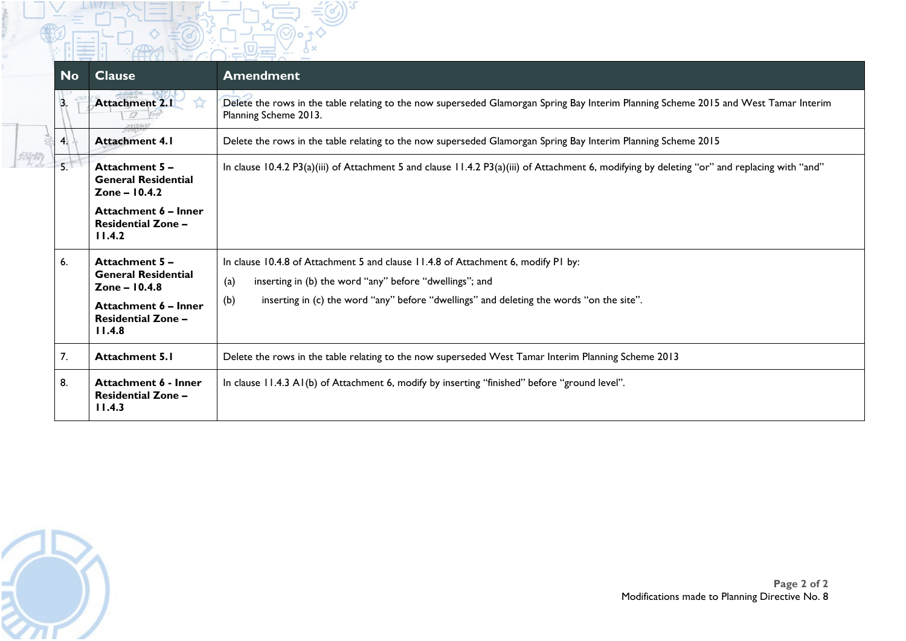| No | Clause | Amendment |
|---|---|---|
| 3. | **Attachment 2.1** | Delete the rows in the table relating to the now superseded Glamorgan Spring Bay Interim Planning Scheme 2015 and West Tamar Interim Planning Scheme 2013. |
| 4. | **Attachment 4.1** | Delete the rows in the table relating to the now superseded Glamorgan Spring Bay Interim Planning Scheme 2015 |
| 5. | **Attachment 5 – General Residential Zone – 10.4.2**<br><br>**Attachment 6 – Inner Residential Zone – 11.4.2** | In clause 10.4.2 P3(a)(iii) of Attachment 5 and clause 11.4.2 P3(a)(iii) of Attachment 6, modifying by deleting "or" and replacing with "and" |
| 6. | **Attachment 5 – General Residential Zone – 10.4.8**<br><br>**Attachment 6 – Inner Residential Zone – 11.4.8** | In clause 10.4.8 of Attachment 5 and clause 11.4.8 of Attachment 6, modify P1 by:<br>(a) inserting in (b) the word "any" before "dwellings"; and<br>(b) inserting in (c) the word "any" before "dwellings" and deleting the words "on the site". |
| 7. | **Attachment 5.1** | Delete the rows in the table relating to the now superseded West Tamar Interim Planning Scheme 2013 |
| 8. | **Attachment 6 - Inner Residential Zone – 11.4.3** | In clause 11.4.3 A1(b) of Attachment 6, modify by inserting "finished" before "ground level". |